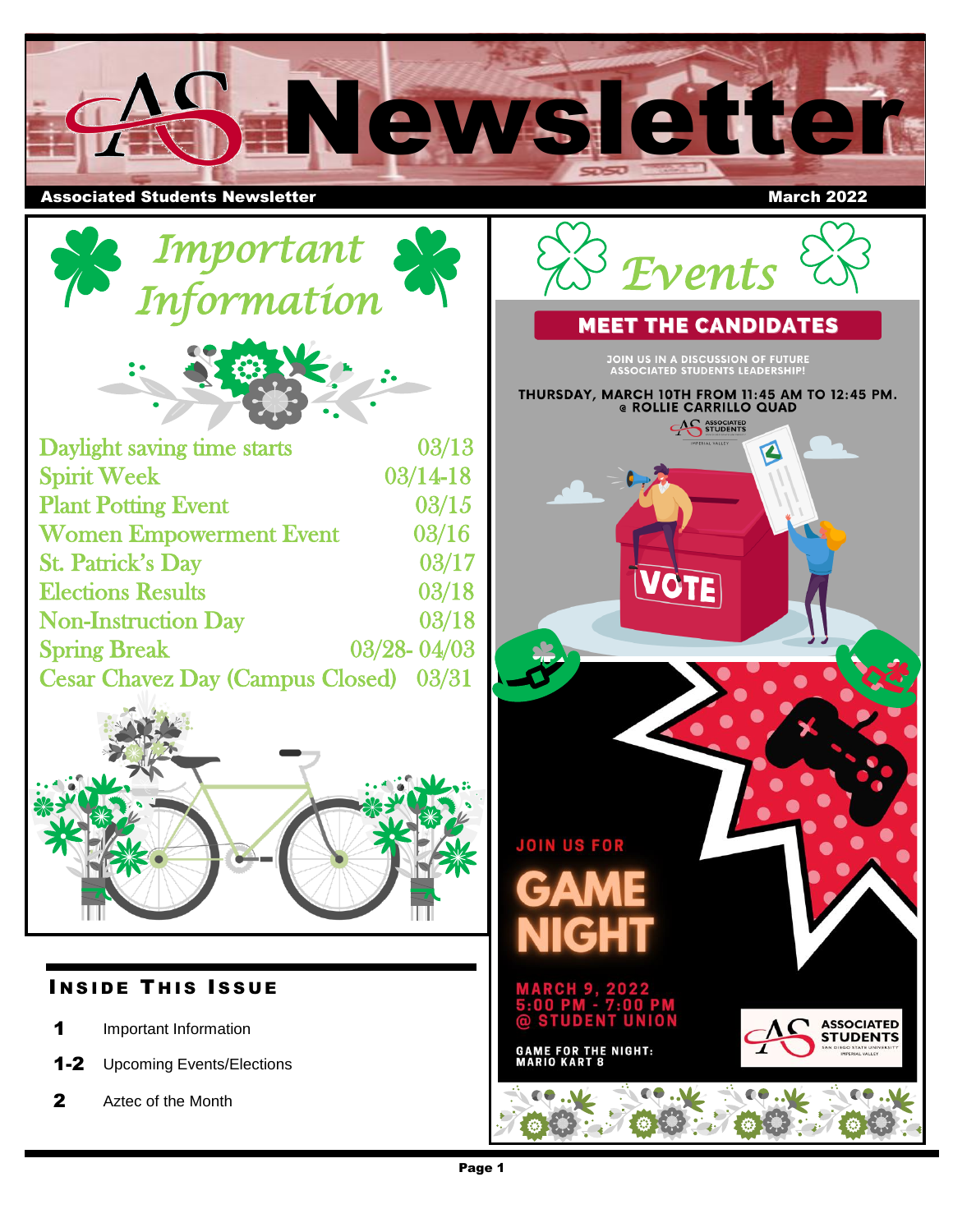# AS Newsletter

**Associated Students Newsletter** — **March 2022**

## Important Information

| | |
|---|---|
| Daylight saving time starts | 03/13 |
| Spirit Week | 03/14-18 |
| Plant Potting Event | 03/15 |
| Women Empowerment Event | 03/16 |
| St. Patrick's Day | 03/17 |
| Elections Results | 03/18 |
| Non-Instruction Day | 03/18 |
| Spring Break | 03/28- 04/03 |
| Cesar Chavez Day (Campus Closed) | 03/31 |

## Events

### MEET THE CANDIDATES

JOIN US IN A DISCUSSION OF FUTURE ASSOCIATED STUDENTS LEADERSHIP!

THURSDAY, MARCH 10TH FROM 11:45 AM TO 12:45 PM. @ ROLLIE CARRILLO QUAD

VOTE

### JOIN US FOR GAME NIGHT

MARCH 9, 2022
5:00 PM - 7:00 PM
@ STUDENT UNION

GAME FOR THE NIGHT: MARIO KART 8

ASSOCIATED STUDENTS — SAN DIEGO STATE UNIVERSITY IMPERIAL VALLEY

## Inside This Issue

- **1** Important Information
- **1-2** Upcoming Events/Elections
- **2** Aztec of the Month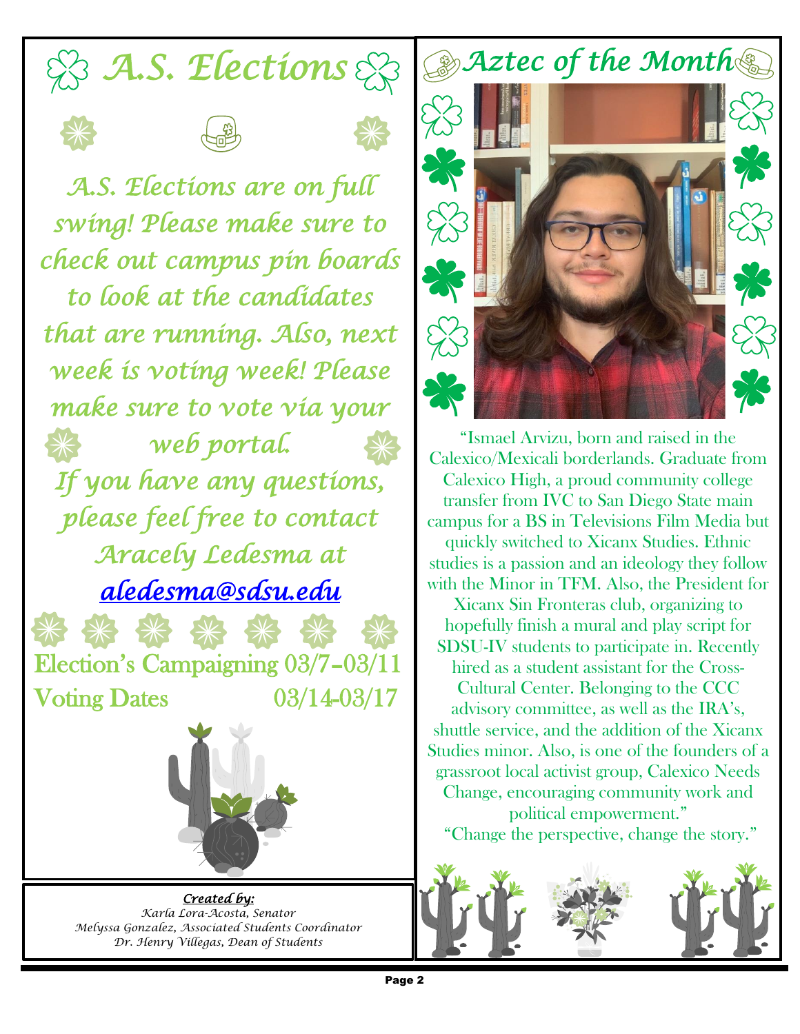# A.S. Elections

*A.S. Elections are on full swing! Please make sure to check out campus pin boards to look at the candidates that are running. Also, next week is voting week! Please make sure to vote via your web portal.*

*If you have any questions, please feel free to contact Aracely Ledesma at [aledesma@sdsu.edu](mailto:aledesma@sdsu.edu)*

Election's Campaigning 03/7–03/11

Voting Dates 03/14-03/17

***Created by:***

*Karla Lora-Acosta, Senator*

*Melyssa Gonzalez, Associated Students Coordinator*

*Dr. Henry Villegas, Dean of Students*

# Aztec of the Month

"Ismael Arvizu, born and raised in the Calexico/Mexicali borderlands. Graduate from Calexico High, a proud community college transfer from IVC to San Diego State main campus for a BS in Televisions Film Media but quickly switched to Xicanx Studies. Ethnic studies is a passion and an ideology they follow with the Minor in TFM. Also, the President for Xicanx Sin Fronteras club, organizing to hopefully finish a mural and play script for SDSU-IV students to participate in. Recently hired as a student assistant for the Cross-Cultural Center. Belonging to the CCC advisory committee, as well as the IRA's, shuttle service, and the addition of the Xicanx Studies minor. Also, is one of the founders of a grassroot local activist group, Calexico Needs Change, encouraging community work and political empowerment."

"Change the perspective, change the story."